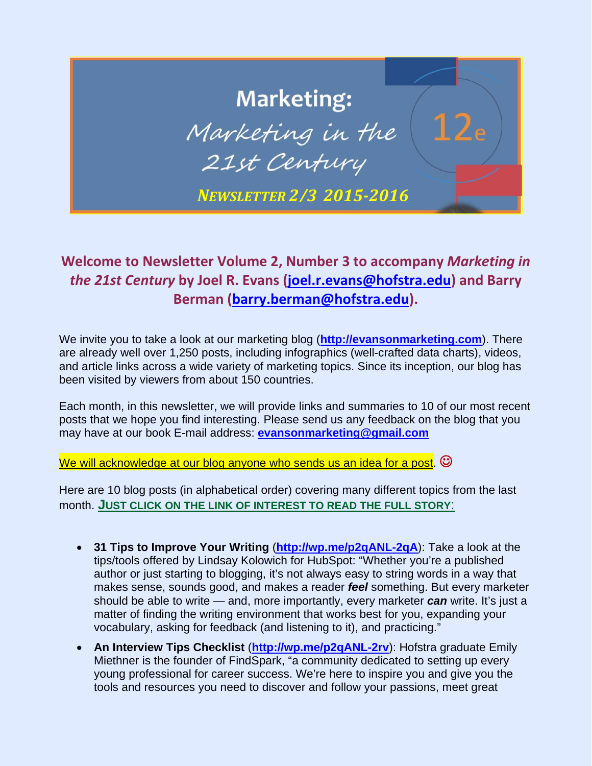# Marketing: Marketing in the 21st Century 12e

***NEWSLETTER 2/3 2015-2016***

## Welcome to Newsletter Volume 2, Number 3 to accompany *Marketing in the 21st Century* by Joel R. Evans (joel.r.evans@hofstra.edu) and Barry Berman (barry.berman@hofstra.edu).

We invite you to take a look at our marketing blog (**http://evansonmarketing.com**). There are already well over 1,250 posts, including infographics (well-crafted data charts), videos, and article links across a wide variety of marketing topics. Since its inception, our blog has been visited by viewers from about 150 countries.

Each month, in this newsletter, we will provide links and summaries to 10 of our most recent posts that we hope you find interesting. Please send us any feedback on the blog that you may have at our book E-mail address: **evansonmarketing@gmail.com**

We will acknowledge at our blog anyone who sends us an idea for a post. ☺

Here are 10 blog posts (in alphabetical order) covering many different topics from the last month. **JUST CLICK ON THE LINK OF INTEREST TO READ THE FULL STORY:**

- **31 Tips to Improve Your Writing** (**http://wp.me/p2qANL-2qA**): Take a look at the tips/tools offered by Lindsay Kolowich for HubSpot: "Whether you're a published author or just starting to blogging, it's not always easy to string words in a way that makes sense, sounds good, and makes a reader ***feel*** something. But every marketer should be able to write — and, more importantly, every marketer ***can*** write. It's just a matter of finding the writing environment that works best for you, expanding your vocabulary, asking for feedback (and listening to it), and practicing."
- **An Interview Tips Checklist** (**http://wp.me/p2qANL-2rv**): Hofstra graduate Emily Miethner is the founder of FindSpark, "a community dedicated to setting up every young professional for career success. We're here to inspire you and give you the tools and resources you need to discover and follow your passions, meet great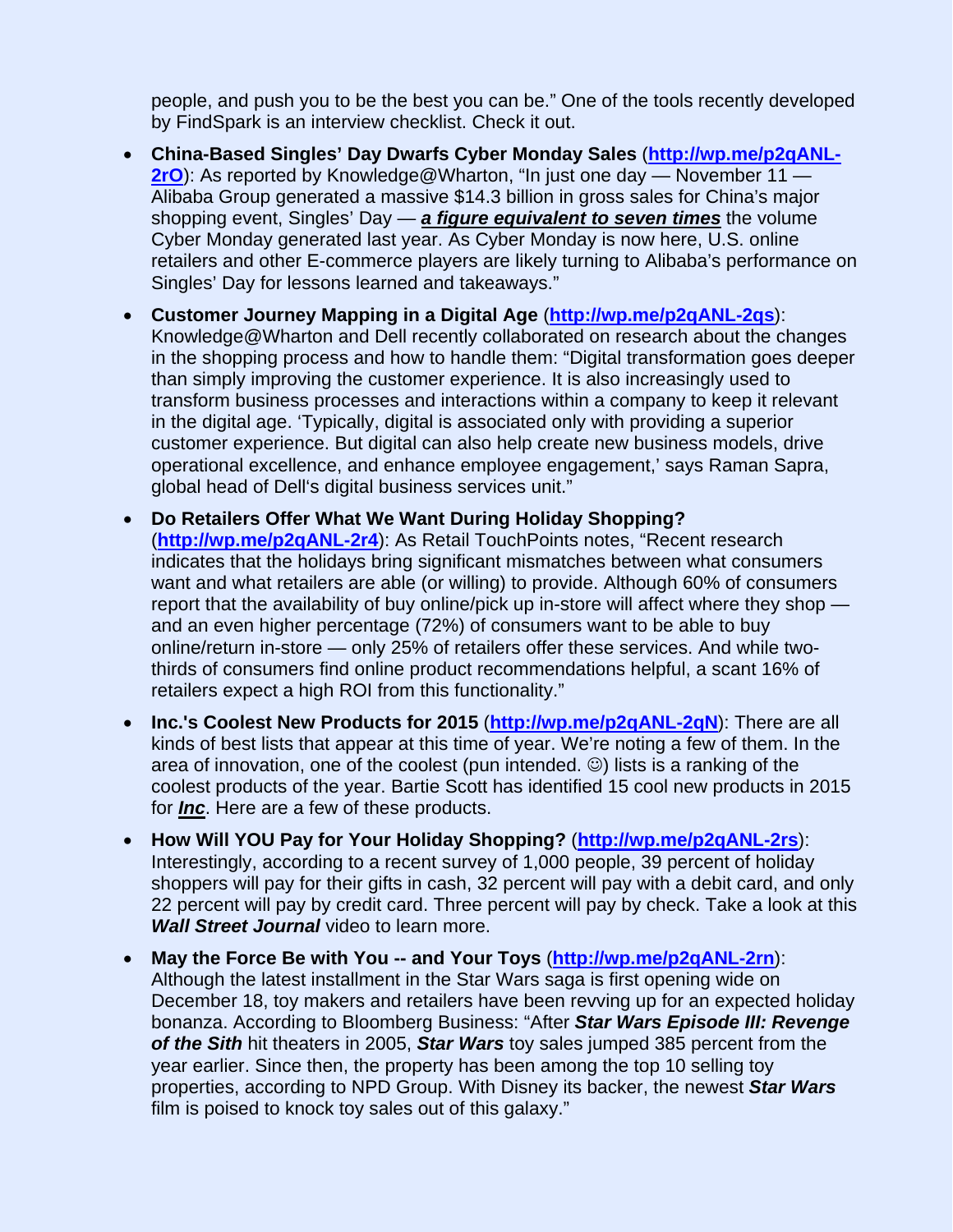people, and push you to be the best you can be." One of the tools recently developed by FindSpark is an interview checklist. Check it out.

- **China-Based Singles' Day Dwarfs Cyber Monday Sales** (**http://wp.me/p2qANL-2rO**): As reported by Knowledge@Wharton, "In just one day — November 11 — Alibaba Group generated a massive $14.3 billion in gross sales for China's major shopping event, Singles' Day — ***a figure equivalent to seven times*** the volume Cyber Monday generated last year. As Cyber Monday is now here, U.S. online retailers and other E-commerce players are likely turning to Alibaba's performance on Singles' Day for lessons learned and takeaways."
- **Customer Journey Mapping in a Digital Age** (**http://wp.me/p2qANL-2qs**): Knowledge@Wharton and Dell recently collaborated on research about the changes in the shopping process and how to handle them: "Digital transformation goes deeper than simply improving the customer experience. It is also increasingly used to transform business processes and interactions within a company to keep it relevant in the digital age. 'Typically, digital is associated only with providing a superior customer experience. But digital can also help create new business models, drive operational excellence, and enhance employee engagement,' says Raman Sapra, global head of Dell's digital business services unit."
- **Do Retailers Offer What We Want During Holiday Shopping?** (**http://wp.me/p2qANL-2r4**): As Retail TouchPoints notes, "Recent research indicates that the holidays bring significant mismatches between what consumers want and what retailers are able (or willing) to provide. Although 60% of consumers report that the availability of buy online/pick up in-store will affect where they shop — and an even higher percentage (72%) of consumers want to be able to buy online/return in-store — only 25% of retailers offer these services. And while two-thirds of consumers find online product recommendations helpful, a scant 16% of retailers expect a high ROI from this functionality."
- **Inc.'s Coolest New Products for 2015** (**http://wp.me/p2qANL-2qN**): There are all kinds of best lists that appear at this time of year. We're noting a few of them. In the area of innovation, one of the coolest (pun intended. ☺) lists is a ranking of the coolest products of the year. Bartie Scott has identified 15 cool new products in 2015 for ***Inc***. Here are a few of these products.
- **How Will YOU Pay for Your Holiday Shopping?** (**http://wp.me/p2qANL-2rs**): Interestingly, according to a recent survey of 1,000 people, 39 percent of holiday shoppers will pay for their gifts in cash, 32 percent will pay with a debit card, and only 22 percent will pay by credit card. Three percent will pay by check. Take a look at this ***Wall Street Journal*** video to learn more.
- **May the Force Be with You -- and Your Toys** (**http://wp.me/p2qANL-2rn**): Although the latest installment in the Star Wars saga is first opening wide on December 18, toy makers and retailers have been revving up for an expected holiday bonanza. According to Bloomberg Business: "After ***Star Wars Episode III: Revenge of the Sith*** hit theaters in 2005, ***Star Wars*** toy sales jumped 385 percent from the year earlier. Since then, the property has been among the top 10 selling toy properties, according to NPD Group. With Disney its backer, the newest ***Star Wars*** film is poised to knock toy sales out of this galaxy."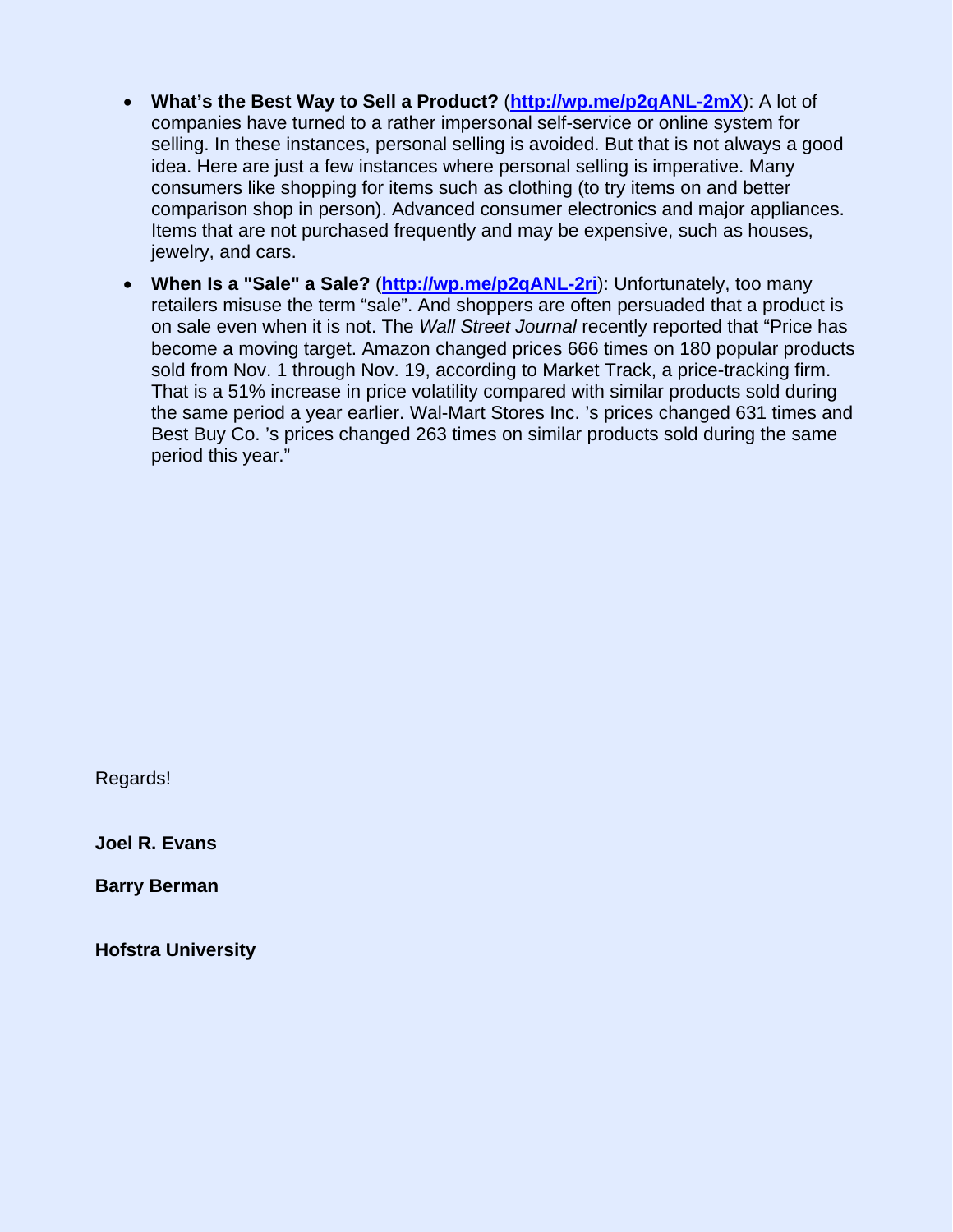- **What's the Best Way to Sell a Product?** (**[http://wp.me/p2qANL-2mX](http://wp.me/p2qANL-2mX)**): A lot of companies have turned to a rather impersonal self-service or online system for selling. In these instances, personal selling is avoided. But that is not always a good idea. Here are just a few instances where personal selling is imperative. Many consumers like shopping for items such as clothing (to try items on and better comparison shop in person). Advanced consumer electronics and major appliances. Items that are not purchased frequently and may be expensive, such as houses, jewelry, and cars.
- **When Is a "Sale" a Sale?** (**[http://wp.me/p2qANL-2ri](http://wp.me/p2qANL-2ri)**): Unfortunately, too many retailers misuse the term "sale". And shoppers are often persuaded that a product is on sale even when it is not. The *Wall Street Journal* recently reported that "Price has become a moving target. Amazon changed prices 666 times on 180 popular products sold from Nov. 1 through Nov. 19, according to Market Track, a price-tracking firm. That is a 51% increase in price volatility compared with similar products sold during the same period a year earlier. Wal-Mart Stores Inc. 's prices changed 631 times and Best Buy Co. 's prices changed 263 times on similar products sold during the same period this year."

Regards!

**Joel R. Evans**

**Barry Berman**

**Hofstra University**